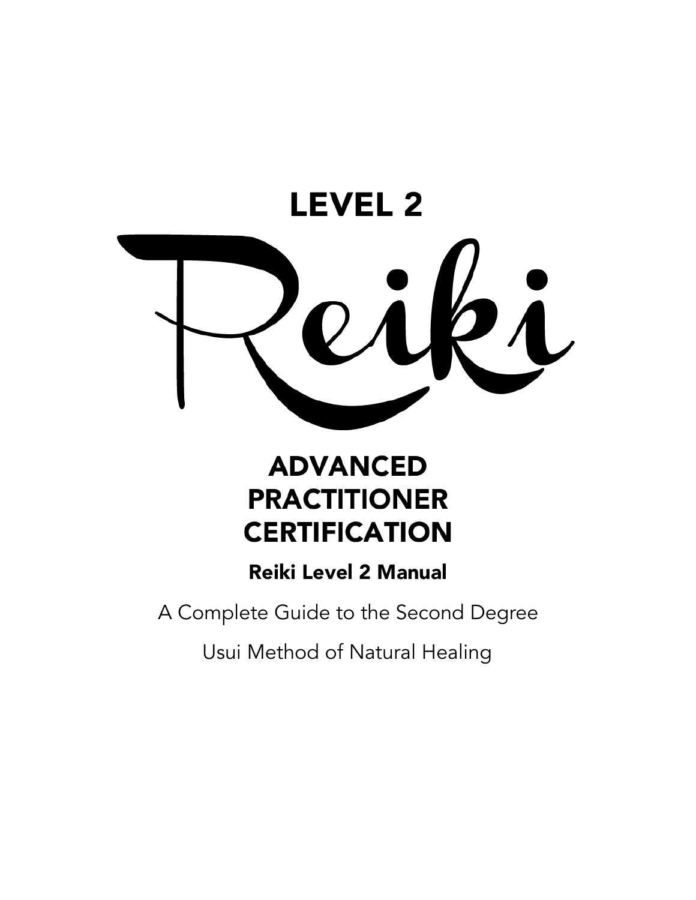# LEVEL 2

# Reiki

## ADVANCED PRACTITIONER CERTIFICATION

### Reiki Level 2 Manual

A Complete Guide to the Second Degree

Usui Method of Natural Healing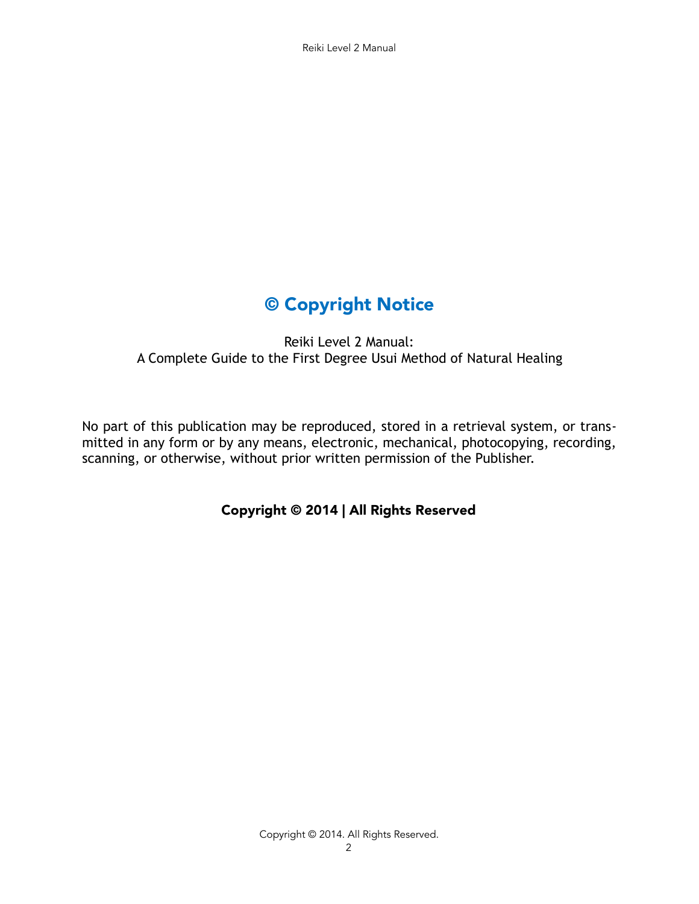# © Copyright Notice

Reiki Level 2 Manual:
A Complete Guide to the First Degree Usui Method of Natural Healing

No part of this publication may be reproduced, stored in a retrieval system, or transmitted in any form or by any means, electronic, mechanical, photocopying, recording, scanning, or otherwise, without prior written permission of the Publisher.

**Copyright © 2014 | All Rights Reserved**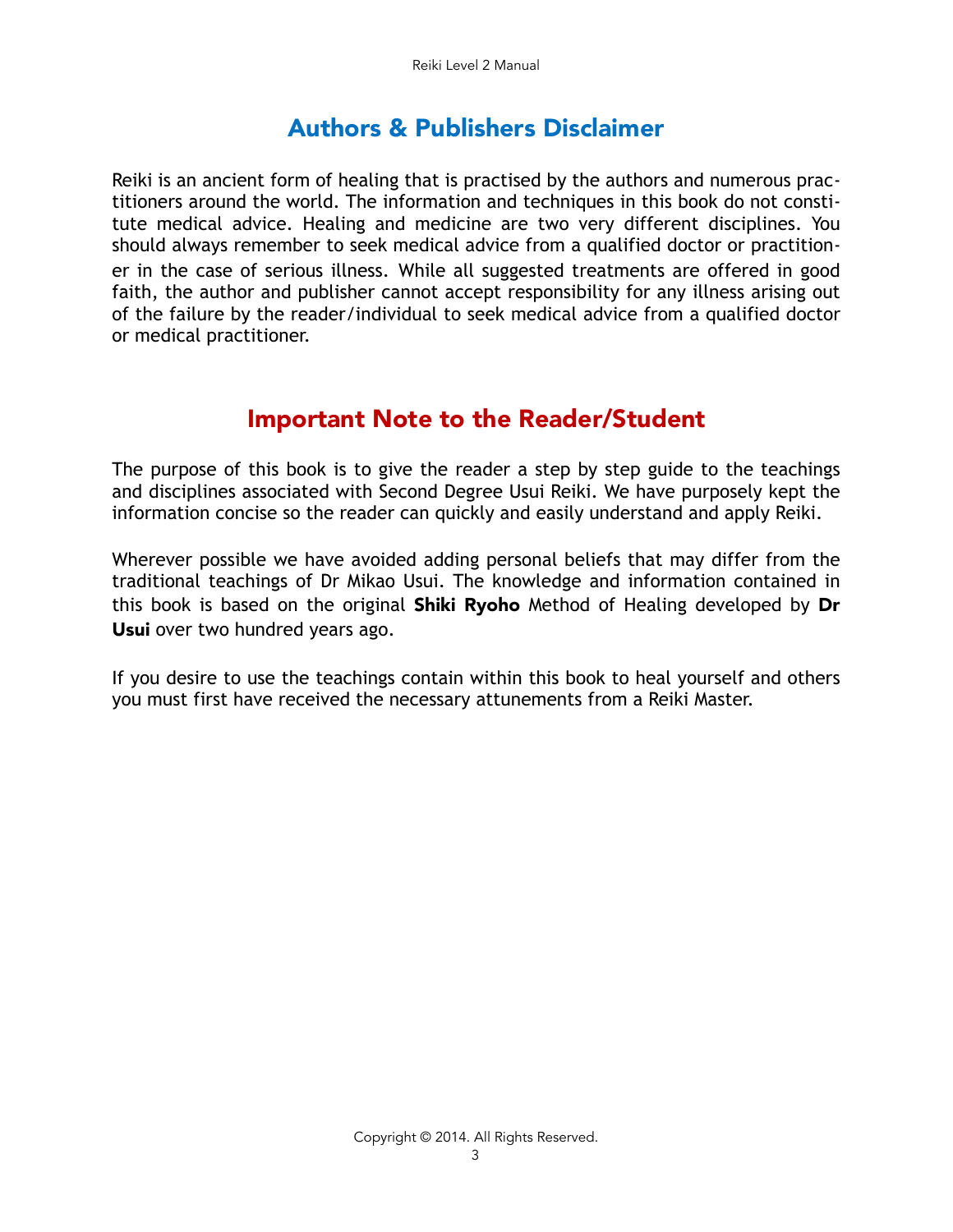## Authors & Publishers Disclaimer

Reiki is an ancient form of healing that is practised by the authors and numerous practitioners around the world. The information and techniques in this book do not constitute medical advice. Healing and medicine are two very different disciplines. You should always remember to seek medical advice from a qualified doctor or practitioner in the case of serious illness. While all suggested treatments are offered in good faith, the author and publisher cannot accept responsibility for any illness arising out of the failure by the reader/individual to seek medical advice from a qualified doctor or medical practitioner.

## Important Note to the Reader/Student

The purpose of this book is to give the reader a step by step guide to the teachings and disciplines associated with Second Degree Usui Reiki. We have purposely kept the information concise so the reader can quickly and easily understand and apply Reiki.

Wherever possible we have avoided adding personal beliefs that may differ from the traditional teachings of Dr Mikao Usui. The knowledge and information contained in this book is based on the original **Shiki Ryoho** Method of Healing developed by **Dr Usui** over two hundred years ago.

If you desire to use the teachings contain within this book to heal yourself and others you must first have received the necessary attunements from a Reiki Master.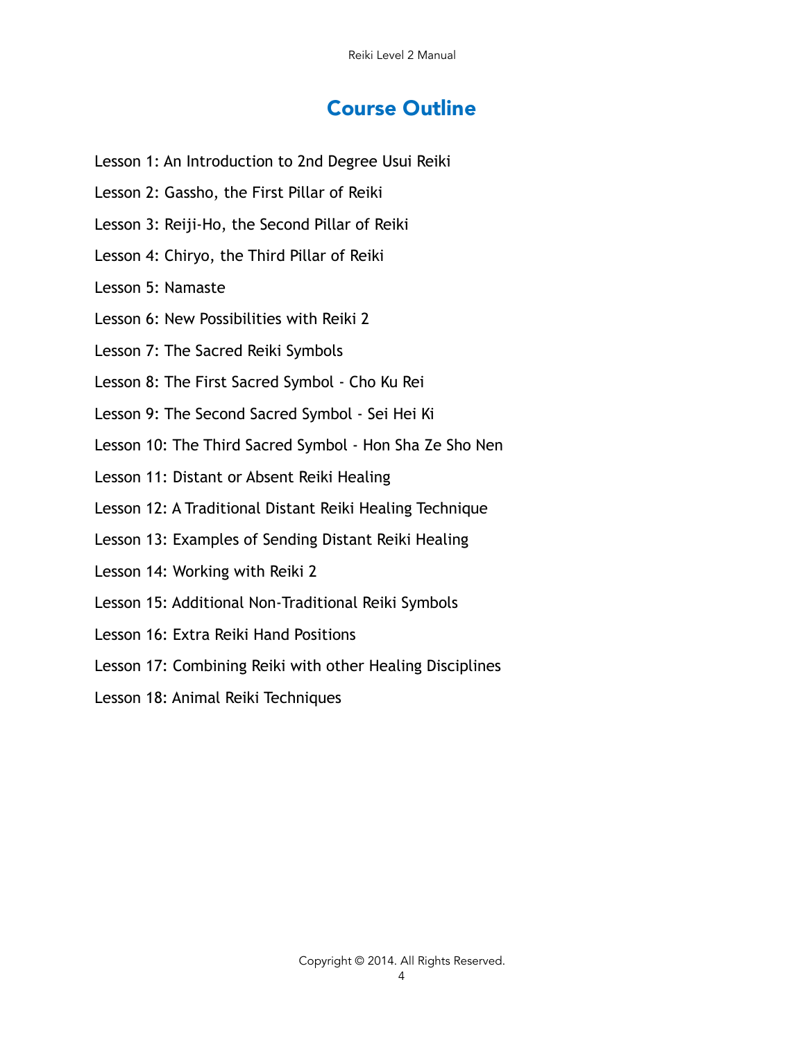# Course Outline

Lesson 1: An Introduction to 2nd Degree Usui Reiki

Lesson 2: Gassho, the First Pillar of Reiki

Lesson 3: Reiji-Ho, the Second Pillar of Reiki

Lesson 4: Chiryo, the Third Pillar of Reiki

Lesson 5: Namaste

Lesson 6: New Possibilities with Reiki 2

Lesson 7: The Sacred Reiki Symbols

Lesson 8: The First Sacred Symbol - Cho Ku Rei

Lesson 9: The Second Sacred Symbol - Sei Hei Ki

Lesson 10: The Third Sacred Symbol - Hon Sha Ze Sho Nen

Lesson 11: Distant or Absent Reiki Healing

Lesson 12: A Traditional Distant Reiki Healing Technique

Lesson 13: Examples of Sending Distant Reiki Healing

Lesson 14: Working with Reiki 2

Lesson 15: Additional Non-Traditional Reiki Symbols

Lesson 16: Extra Reiki Hand Positions

Lesson 17: Combining Reiki with other Healing Disciplines

Lesson 18: Animal Reiki Techniques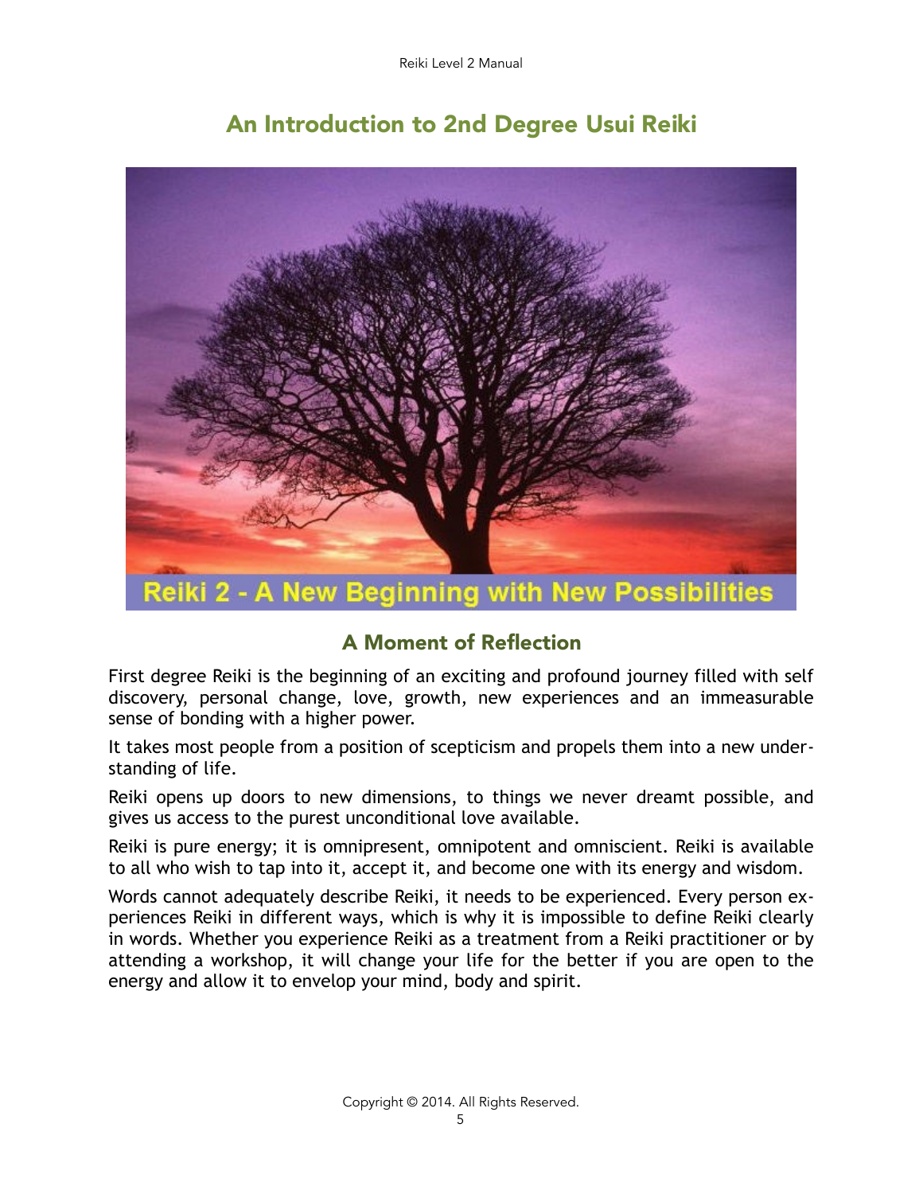## An Introduction to 2nd Degree Usui Reiki

Reiki 2 - A New Beginning with New Possibilities

### A Moment of Reflection

First degree Reiki is the beginning of an exciting and profound journey filled with self discovery, personal change, love, growth, new experiences and an immeasurable sense of bonding with a higher power.

It takes most people from a position of scepticism and propels them into a new understanding of life.

Reiki opens up doors to new dimensions, to things we never dreamt possible, and gives us access to the purest unconditional love available.

Reiki is pure energy; it is omnipresent, omnipotent and omniscient. Reiki is available to all who wish to tap into it, accept it, and become one with its energy and wisdom.

Words cannot adequately describe Reiki, it needs to be experienced. Every person experiences Reiki in different ways, which is why it is impossible to define Reiki clearly in words. Whether you experience Reiki as a treatment from a Reiki practitioner or by attending a workshop, it will change your life for the better if you are open to the energy and allow it to envelop your mind, body and spirit.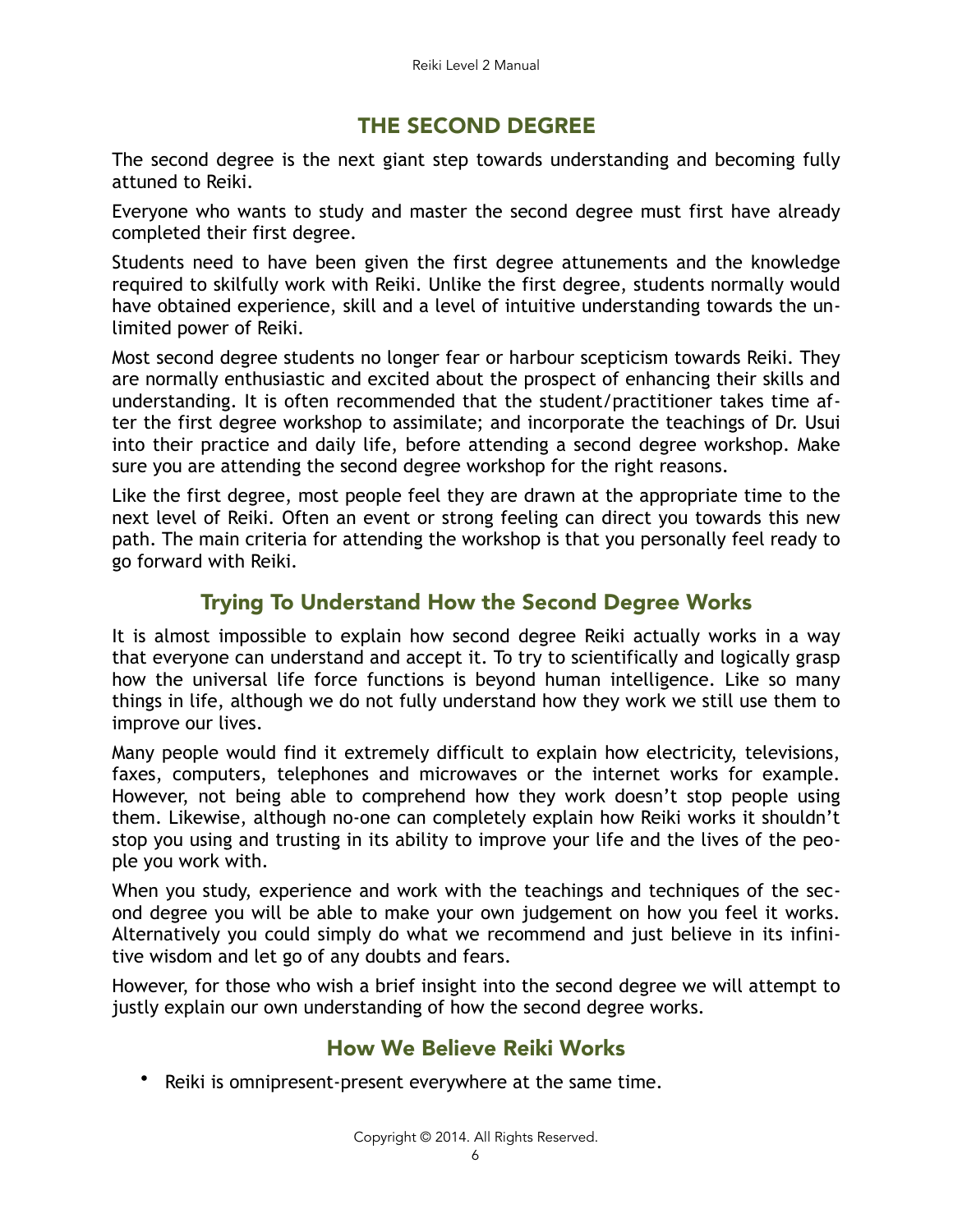## THE SECOND DEGREE

The second degree is the next giant step towards understanding and becoming fully attuned to Reiki.

Everyone who wants to study and master the second degree must first have already completed their first degree.

Students need to have been given the first degree attunements and the knowledge required to skilfully work with Reiki. Unlike the first degree, students normally would have obtained experience, skill and a level of intuitive understanding towards the unlimited power of Reiki.

Most second degree students no longer fear or harbour scepticism towards Reiki. They are normally enthusiastic and excited about the prospect of enhancing their skills and understanding. It is often recommended that the student/practitioner takes time after the first degree workshop to assimilate; and incorporate the teachings of Dr. Usui into their practice and daily life, before attending a second degree workshop. Make sure you are attending the second degree workshop for the right reasons.

Like the first degree, most people feel they are drawn at the appropriate time to the next level of Reiki. Often an event or strong feeling can direct you towards this new path. The main criteria for attending the workshop is that you personally feel ready to go forward with Reiki.

### Trying To Understand How the Second Degree Works

It is almost impossible to explain how second degree Reiki actually works in a way that everyone can understand and accept it. To try to scientifically and logically grasp how the universal life force functions is beyond human intelligence. Like so many things in life, although we do not fully understand how they work we still use them to improve our lives.

Many people would find it extremely difficult to explain how electricity, televisions, faxes, computers, telephones and microwaves or the internet works for example. However, not being able to comprehend how they work doesn't stop people using them. Likewise, although no-one can completely explain how Reiki works it shouldn't stop you using and trusting in its ability to improve your life and the lives of the people you work with.

When you study, experience and work with the teachings and techniques of the second degree you will be able to make your own judgement on how you feel it works. Alternatively you could simply do what we recommend and just believe in its infinitive wisdom and let go of any doubts and fears.

However, for those who wish a brief insight into the second degree we will attempt to justly explain our own understanding of how the second degree works.

### How We Believe Reiki Works

- Reiki is omnipresent-present everywhere at the same time.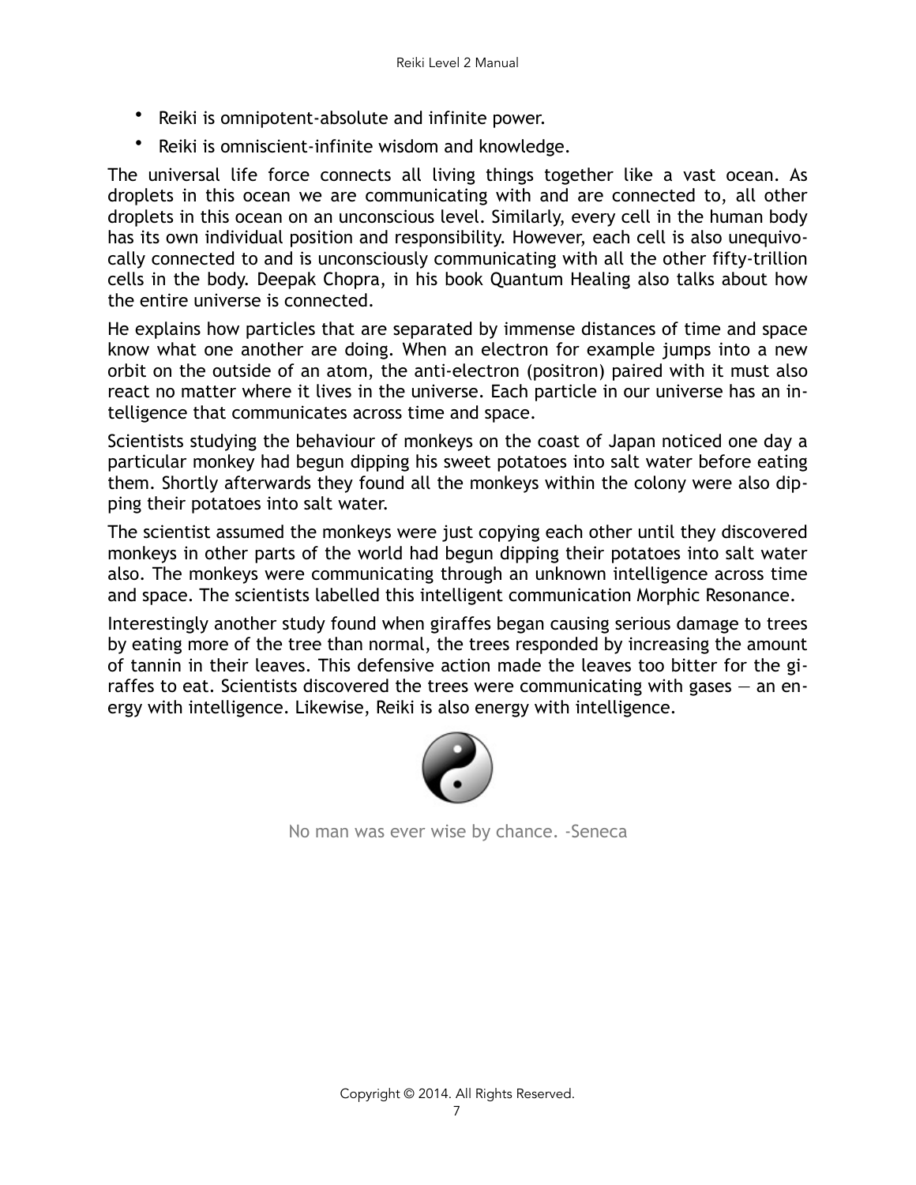- Reiki is omnipotent-absolute and infinite power.
- Reiki is omniscient-infinite wisdom and knowledge.

The universal life force connects all living things together like a vast ocean. As droplets in this ocean we are communicating with and are connected to, all other droplets in this ocean on an unconscious level. Similarly, every cell in the human body has its own individual position and responsibility. However, each cell is also unequivocally connected to and is unconsciously communicating with all the other fifty-trillion cells in the body. Deepak Chopra, in his book Quantum Healing also talks about how the entire universe is connected.

He explains how particles that are separated by immense distances of time and space know what one another are doing. When an electron for example jumps into a new orbit on the outside of an atom, the anti-electron (positron) paired with it must also react no matter where it lives in the universe. Each particle in our universe has an intelligence that communicates across time and space.

Scientists studying the behaviour of monkeys on the coast of Japan noticed one day a particular monkey had begun dipping his sweet potatoes into salt water before eating them. Shortly afterwards they found all the monkeys within the colony were also dipping their potatoes into salt water.

The scientist assumed the monkeys were just copying each other until they discovered monkeys in other parts of the world had begun dipping their potatoes into salt water also. The monkeys were communicating through an unknown intelligence across time and space. The scientists labelled this intelligent communication Morphic Resonance.

Interestingly another study found when giraffes began causing serious damage to trees by eating more of the tree than normal, the trees responded by increasing the amount of tannin in their leaves. This defensive action made the leaves too bitter for the giraffes to eat. Scientists discovered the trees were communicating with gases — an energy with intelligence. Likewise, Reiki is also energy with intelligence.

No man was ever wise by chance. -Seneca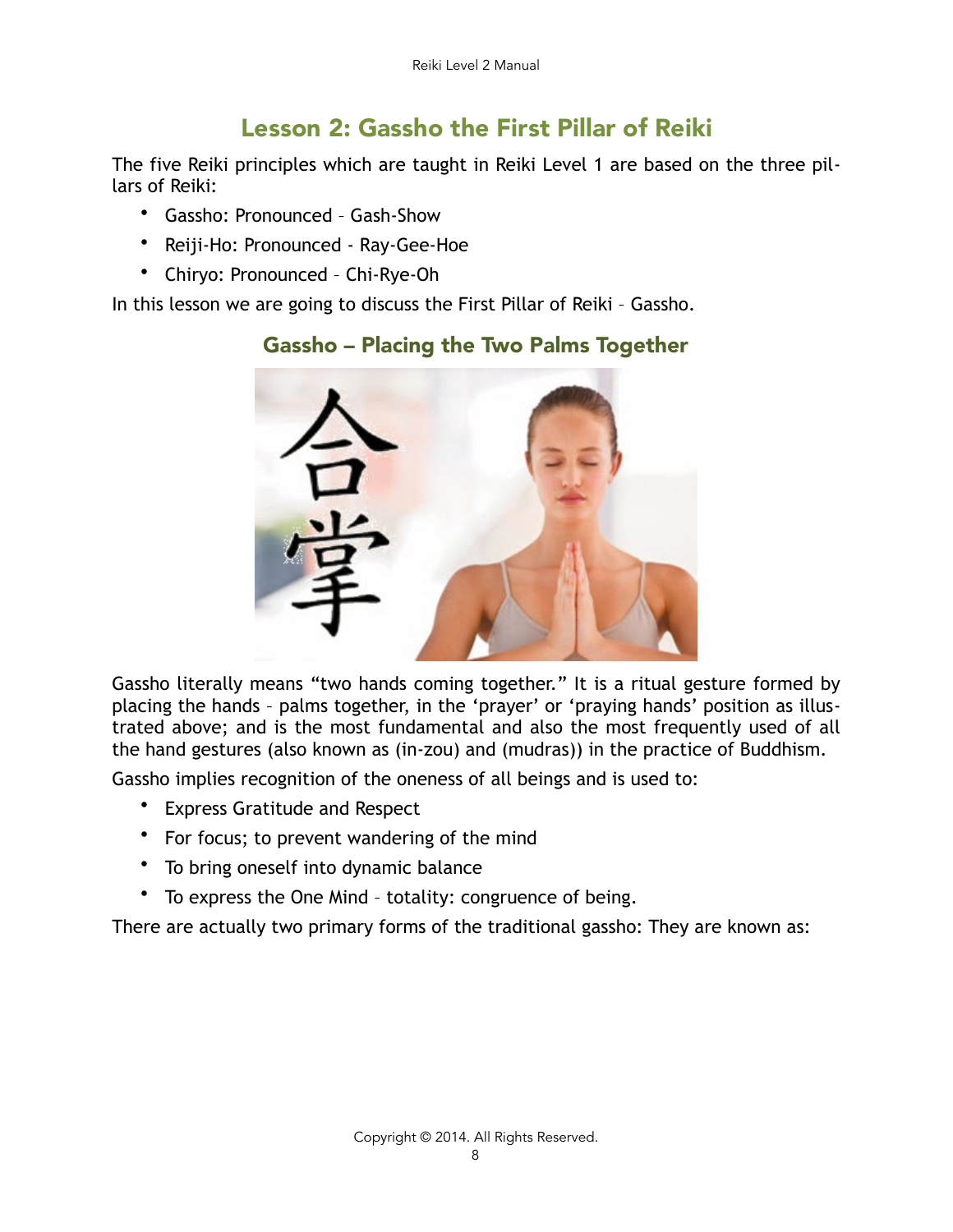## Lesson 2: Gassho the First Pillar of Reiki

The five Reiki principles which are taught in Reiki Level 1 are based on the three pillars of Reiki:

- Gassho: Pronounced – Gash-Show
- Reiji-Ho: Pronounced - Ray-Gee-Hoe
- Chiryo: Pronounced – Chi-Rye-Oh

In this lesson we are going to discuss the First Pillar of Reiki – Gassho.

### Gassho – Placing the Two Palms Together

Gassho literally means “two hands coming together.” It is a ritual gesture formed by placing the hands – palms together, in the ‘prayer’ or ‘praying hands’ position as illustrated above; and is the most fundamental and also the most frequently used of all the hand gestures (also known as (in-zou) and (mudras)) in the practice of Buddhism.

Gassho implies recognition of the oneness of all beings and is used to:

- Express Gratitude and Respect
- For focus; to prevent wandering of the mind
- To bring oneself into dynamic balance
- To express the One Mind – totality: congruence of being.

There are actually two primary forms of the traditional gassho: They are known as: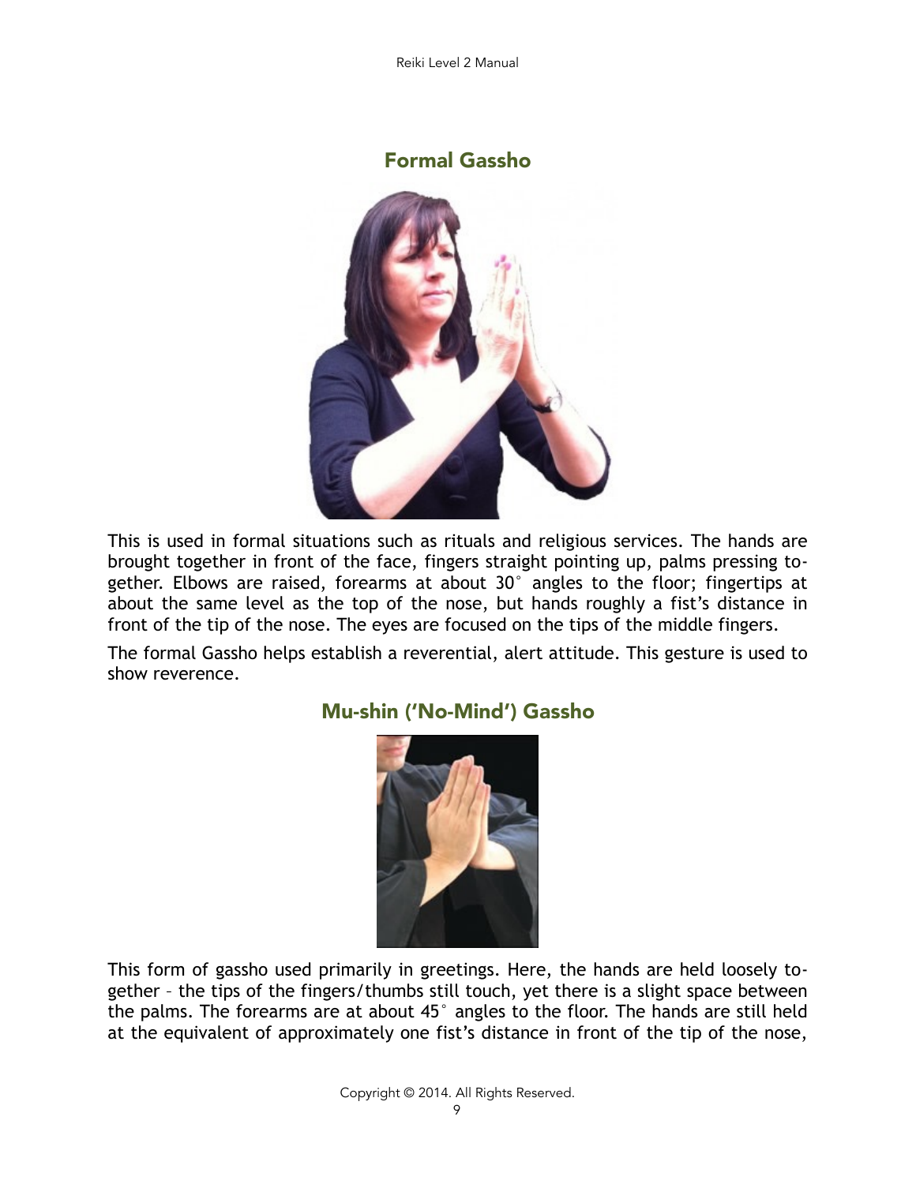## Formal Gassho

This is used in formal situations such as rituals and religious services. The hands are brought together in front of the face, fingers straight pointing up, palms pressing together. Elbows are raised, forearms at about 30° angles to the floor; fingertips at about the same level as the top of the nose, but hands roughly a fist's distance in front of the tip of the nose. The eyes are focused on the tips of the middle fingers.

The formal Gassho helps establish a reverential, alert attitude. This gesture is used to show reverence.

## Mu-shin ('No-Mind') Gassho

This form of gassho used primarily in greetings. Here, the hands are held loosely together – the tips of the fingers/thumbs still touch, yet there is a slight space between the palms. The forearms are at about 45° angles to the floor. The hands are still held at the equivalent of approximately one fist's distance in front of the tip of the nose,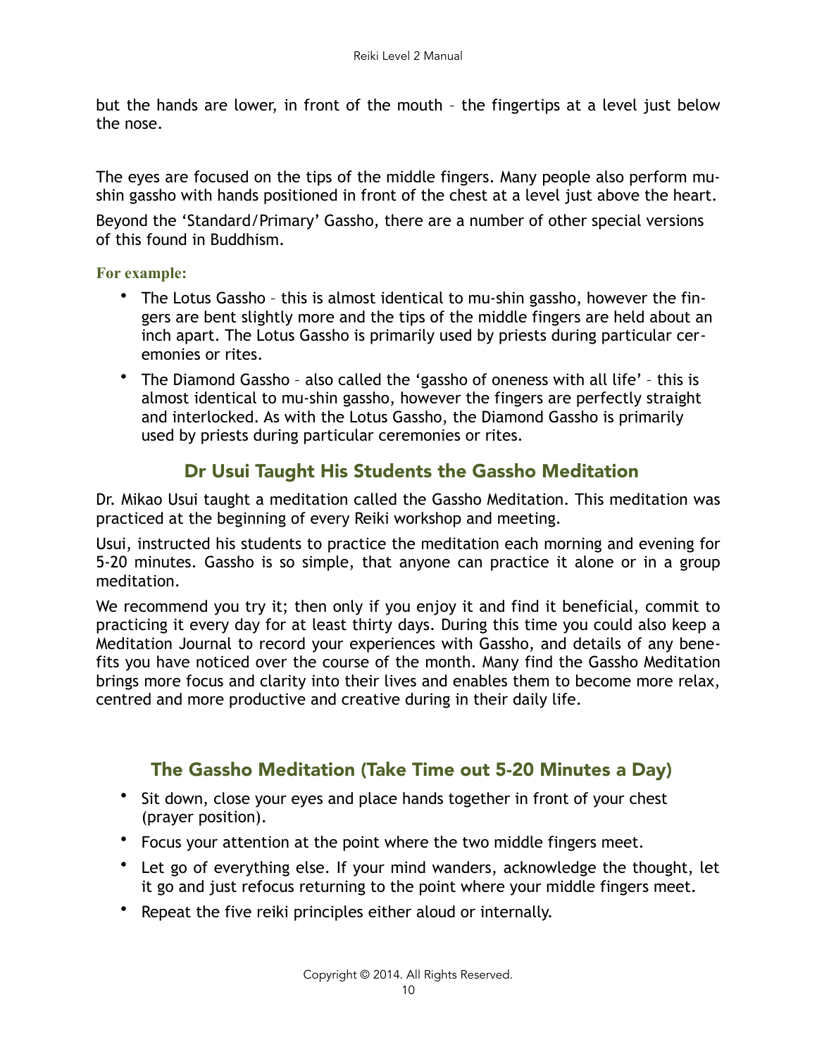but the hands are lower, in front of the mouth – the fingertips at a level just below the nose.

The eyes are focused on the tips of the middle fingers. Many people also perform mu-shin gassho with hands positioned in front of the chest at a level just above the heart.

Beyond the 'Standard/Primary' Gassho, there are a number of other special versions of this found in Buddhism.

**For example:**

- The Lotus Gassho – this is almost identical to mu-shin gassho, however the fingers are bent slightly more and the tips of the middle fingers are held about an inch apart. The Lotus Gassho is primarily used by priests during particular ceremonies or rites.
- The Diamond Gassho – also called the 'gassho of oneness with all life' – this is almost identical to mu-shin gassho, however the fingers are perfectly straight and interlocked. As with the Lotus Gassho, the Diamond Gassho is primarily used by priests during particular ceremonies or rites.

## Dr Usui Taught His Students the Gassho Meditation

Dr. Mikao Usui taught a meditation called the Gassho Meditation. This meditation was practiced at the beginning of every Reiki workshop and meeting.

Usui, instructed his students to practice the meditation each morning and evening for 5-20 minutes. Gassho is so simple, that anyone can practice it alone or in a group meditation.

We recommend you try it; then only if you enjoy it and find it beneficial, commit to practicing it every day for at least thirty days. During this time you could also keep a Meditation Journal to record your experiences with Gassho, and details of any benefits you have noticed over the course of the month. Many find the Gassho Meditation brings more focus and clarity into their lives and enables them to become more relax, centred and more productive and creative during in their daily life.

## The Gassho Meditation (Take Time out 5-20 Minutes a Day)

- Sit down, close your eyes and place hands together in front of your chest (prayer position).
- Focus your attention at the point where the two middle fingers meet.
- Let go of everything else. If your mind wanders, acknowledge the thought, let it go and just refocus returning to the point where your middle fingers meet.
- Repeat the five reiki principles either aloud or internally.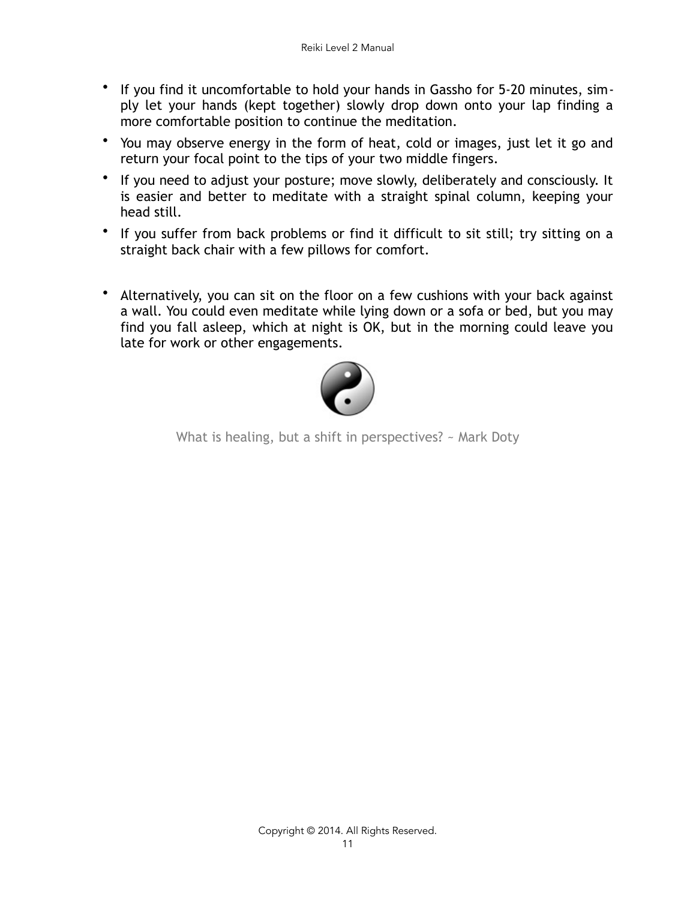- If you find it uncomfortable to hold your hands in Gassho for 5-20 minutes, simply let your hands (kept together) slowly drop down onto your lap finding a more comfortable position to continue the meditation.
- You may observe energy in the form of heat, cold or images, just let it go and return your focal point to the tips of your two middle fingers.
- If you need to adjust your posture; move slowly, deliberately and consciously. It is easier and better to meditate with a straight spinal column, keeping your head still.
- If you suffer from back problems or find it difficult to sit still; try sitting on a straight back chair with a few pillows for comfort.

- Alternatively, you can sit on the floor on a few cushions with your back against a wall. You could even meditate while lying down or a sofa or bed, but you may find you fall asleep, which at night is OK, but in the morning could leave you late for work or other engagements.

What is healing, but a shift in perspectives? ~ Mark Doty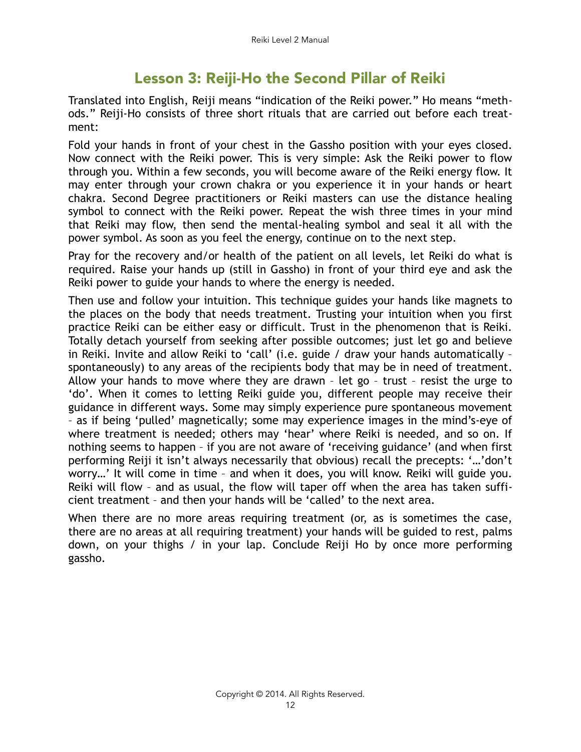## Lesson 3: Reiji-Ho the Second Pillar of Reiki

Translated into English, Reiji means "indication of the Reiki power." Ho means "methods." Reiji-Ho consists of three short rituals that are carried out before each treatment:

Fold your hands in front of your chest in the Gassho position with your eyes closed. Now connect with the Reiki power. This is very simple: Ask the Reiki power to flow through you. Within a few seconds, you will become aware of the Reiki energy flow. It may enter through your crown chakra or you experience it in your hands or heart chakra. Second Degree practitioners or Reiki masters can use the distance healing symbol to connect with the Reiki power. Repeat the wish three times in your mind that Reiki may flow, then send the mental-healing symbol and seal it all with the power symbol. As soon as you feel the energy, continue on to the next step.

Pray for the recovery and/or health of the patient on all levels, let Reiki do what is required. Raise your hands up (still in Gassho) in front of your third eye and ask the Reiki power to guide your hands to where the energy is needed.

Then use and follow your intuition. This technique guides your hands like magnets to the places on the body that needs treatment. Trusting your intuition when you first practice Reiki can be either easy or difficult. Trust in the phenomenon that is Reiki. Totally detach yourself from seeking after possible outcomes; just let go and believe in Reiki. Invite and allow Reiki to 'call' (i.e. guide / draw your hands automatically – spontaneously) to any areas of the recipients body that may be in need of treatment. Allow your hands to move where they are drawn – let go – trust – resist the urge to 'do'. When it comes to letting Reiki guide you, different people may receive their guidance in different ways. Some may simply experience pure spontaneous movement – as if being 'pulled' magnetically; some may experience images in the mind's-eye of where treatment is needed; others may 'hear' where Reiki is needed, and so on. If nothing seems to happen – if you are not aware of 'receiving guidance' (and when first performing Reiji it isn't always necessarily that obvious) recall the precepts: '…'don't worry…' It will come in time – and when it does, you will know. Reiki will guide you. Reiki will flow – and as usual, the flow will taper off when the area has taken sufficient treatment – and then your hands will be 'called' to the next area.

When there are no more areas requiring treatment (or, as is sometimes the case, there are no areas at all requiring treatment) your hands will be guided to rest, palms down, on your thighs / in your lap. Conclude Reiji Ho by once more performing gassho.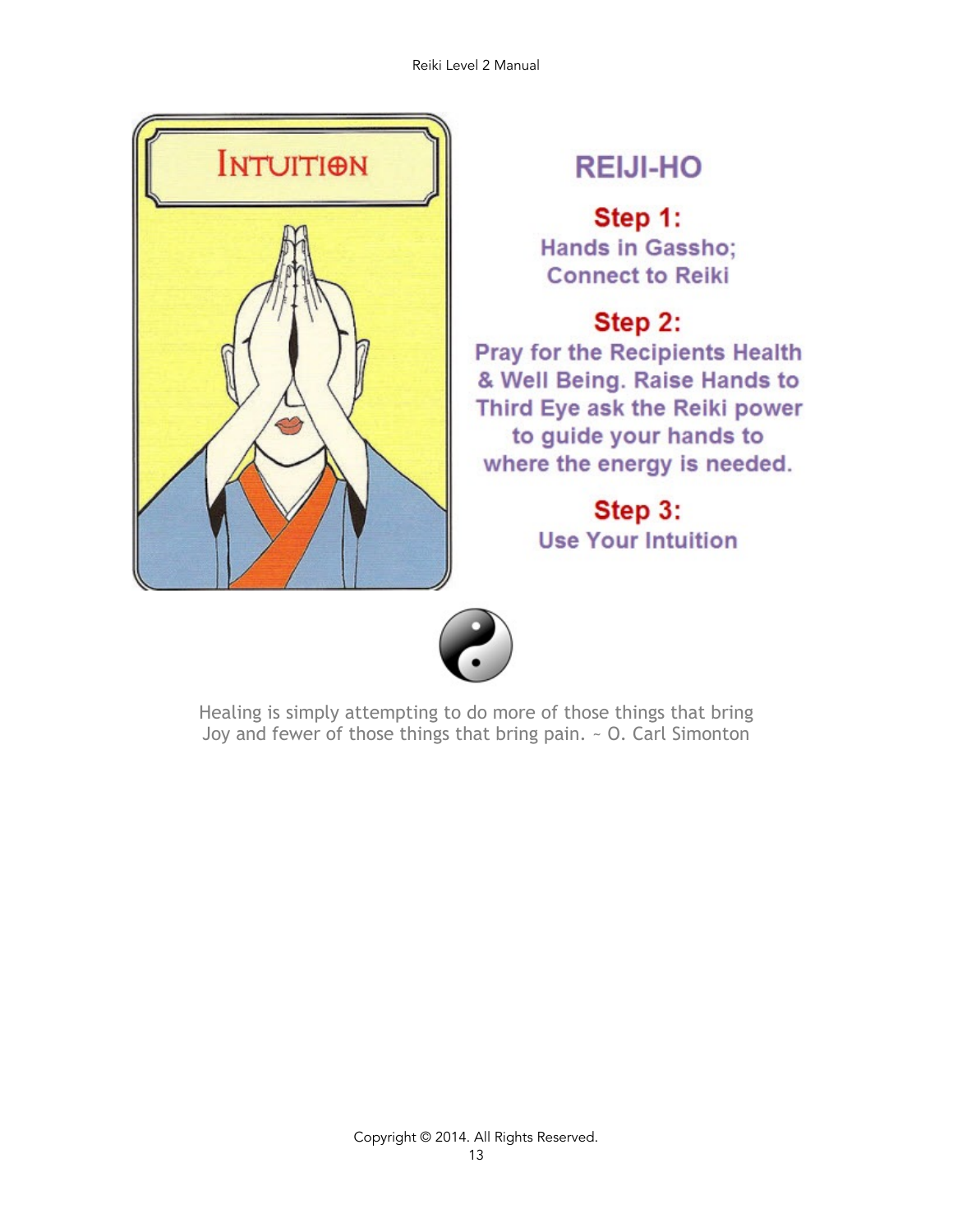INTUITION

## REIJI-HO

### Step 1:

Hands in Gassho; Connect to Reiki

### Step 2:

Pray for the Recipients Health & Well Being. Raise Hands to Third Eye ask the Reiki power to guide your hands to where the energy is needed.

### Step 3:

Use Your Intuition

Healing is simply attempting to do more of those things that bring Joy and fewer of those things that bring pain. ~ O. Carl Simonton

Copyright © 2014. All Rights Reserved.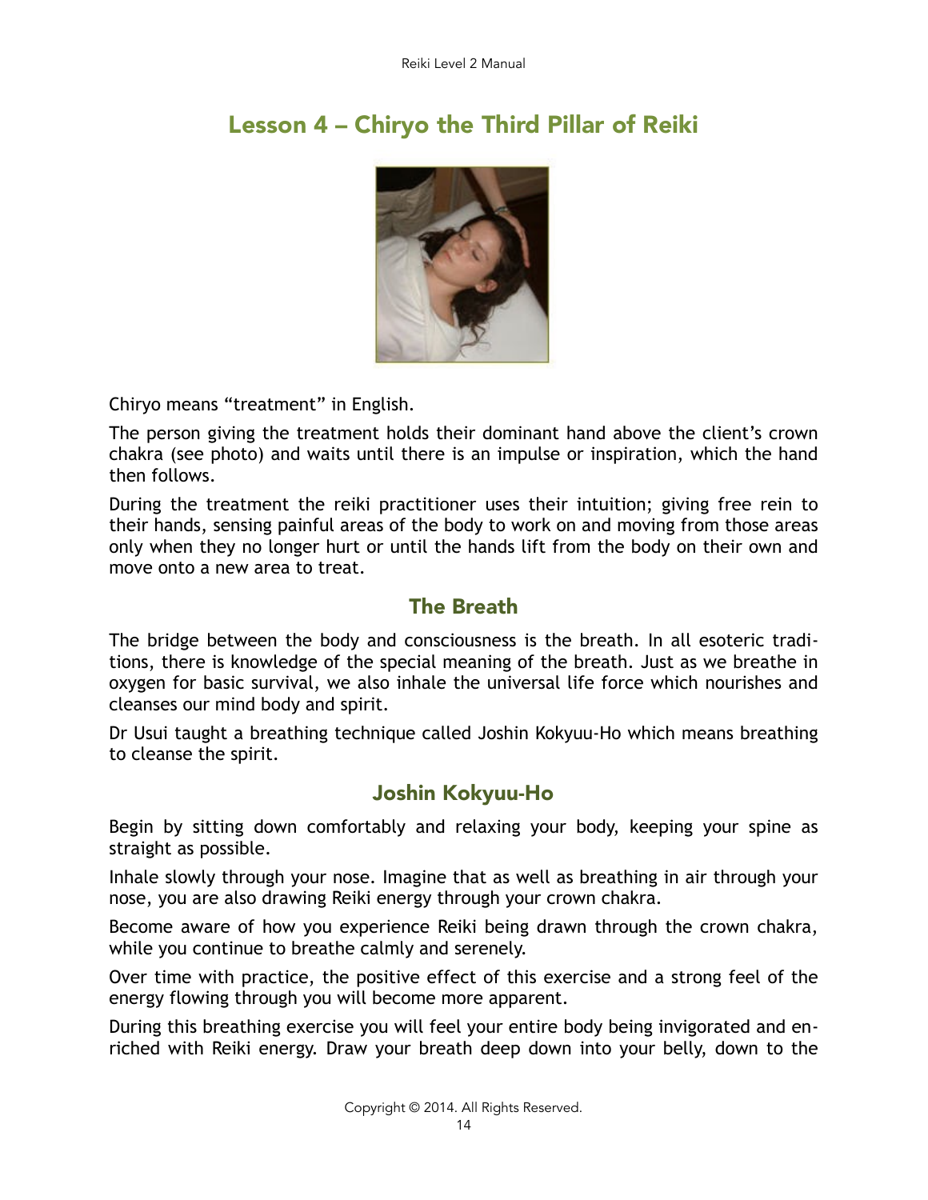## Lesson 4 – Chiryo the Third Pillar of Reiki

Chiryo means "treatment" in English.

The person giving the treatment holds their dominant hand above the client's crown chakra (see photo) and waits until there is an impulse or inspiration, which the hand then follows.

During the treatment the reiki practitioner uses their intuition; giving free rein to their hands, sensing painful areas of the body to work on and moving from those areas only when they no longer hurt or until the hands lift from the body on their own and move onto a new area to treat.

### The Breath

The bridge between the body and consciousness is the breath. In all esoteric traditions, there is knowledge of the special meaning of the breath. Just as we breathe in oxygen for basic survival, we also inhale the universal life force which nourishes and cleanses our mind body and spirit.

Dr Usui taught a breathing technique called Joshin Kokyuu-Ho which means breathing to cleanse the spirit.

### Joshin Kokyuu-Ho

Begin by sitting down comfortably and relaxing your body, keeping your spine as straight as possible.

Inhale slowly through your nose. Imagine that as well as breathing in air through your nose, you are also drawing Reiki energy through your crown chakra.

Become aware of how you experience Reiki being drawn through the crown chakra, while you continue to breathe calmly and serenely.

Over time with practice, the positive effect of this exercise and a strong feel of the energy flowing through you will become more apparent.

During this breathing exercise you will feel your entire body being invigorated and enriched with Reiki energy. Draw your breath deep down into your belly, down to the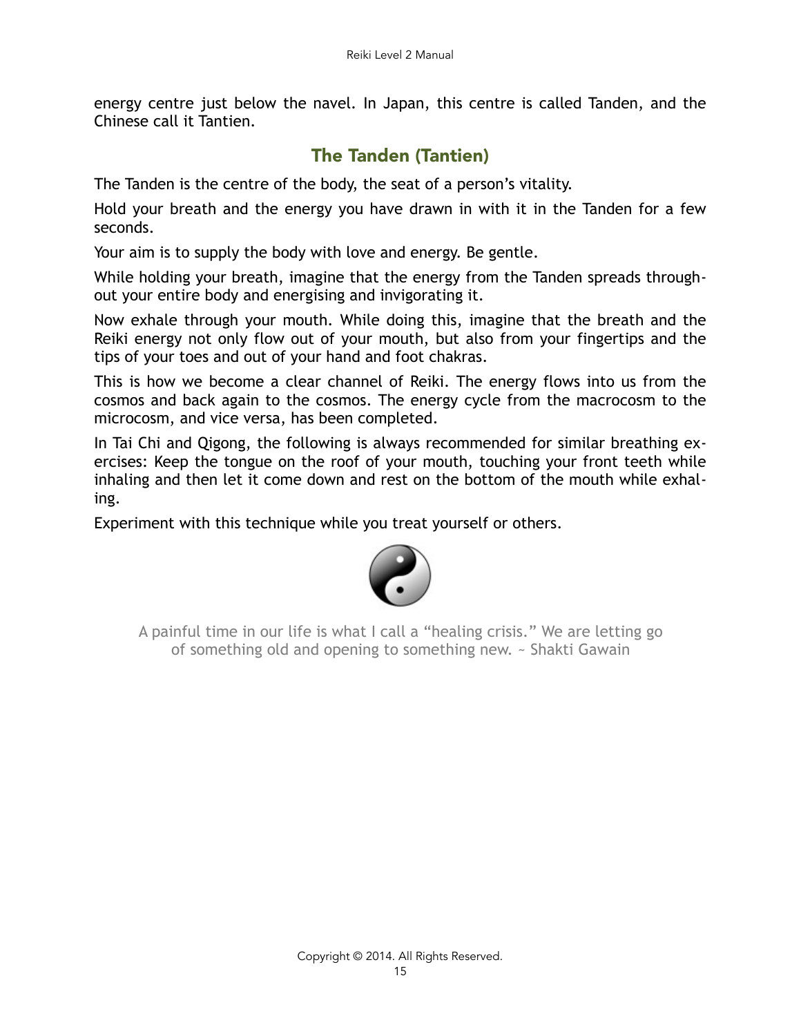energy centre just below the navel. In Japan, this centre is called Tanden, and the Chinese call it Tantien.

## The Tanden (Tantien)

The Tanden is the centre of the body, the seat of a person's vitality.

Hold your breath and the energy you have drawn in with it in the Tanden for a few seconds.

Your aim is to supply the body with love and energy. Be gentle.

While holding your breath, imagine that the energy from the Tanden spreads throughout your entire body and energising and invigorating it.

Now exhale through your mouth. While doing this, imagine that the breath and the Reiki energy not only flow out of your mouth, but also from your fingertips and the tips of your toes and out of your hand and foot chakras.

This is how we become a clear channel of Reiki. The energy flows into us from the cosmos and back again to the cosmos. The energy cycle from the macrocosm to the microcosm, and vice versa, has been completed.

In Tai Chi and Qigong, the following is always recommended for similar breathing exercises: Keep the tongue on the roof of your mouth, touching your front teeth while inhaling and then let it come down and rest on the bottom of the mouth while exhaling.

Experiment with this technique while you treat yourself or others.

A painful time in our life is what I call a "healing crisis." We are letting go of something old and opening to something new. ~ Shakti Gawain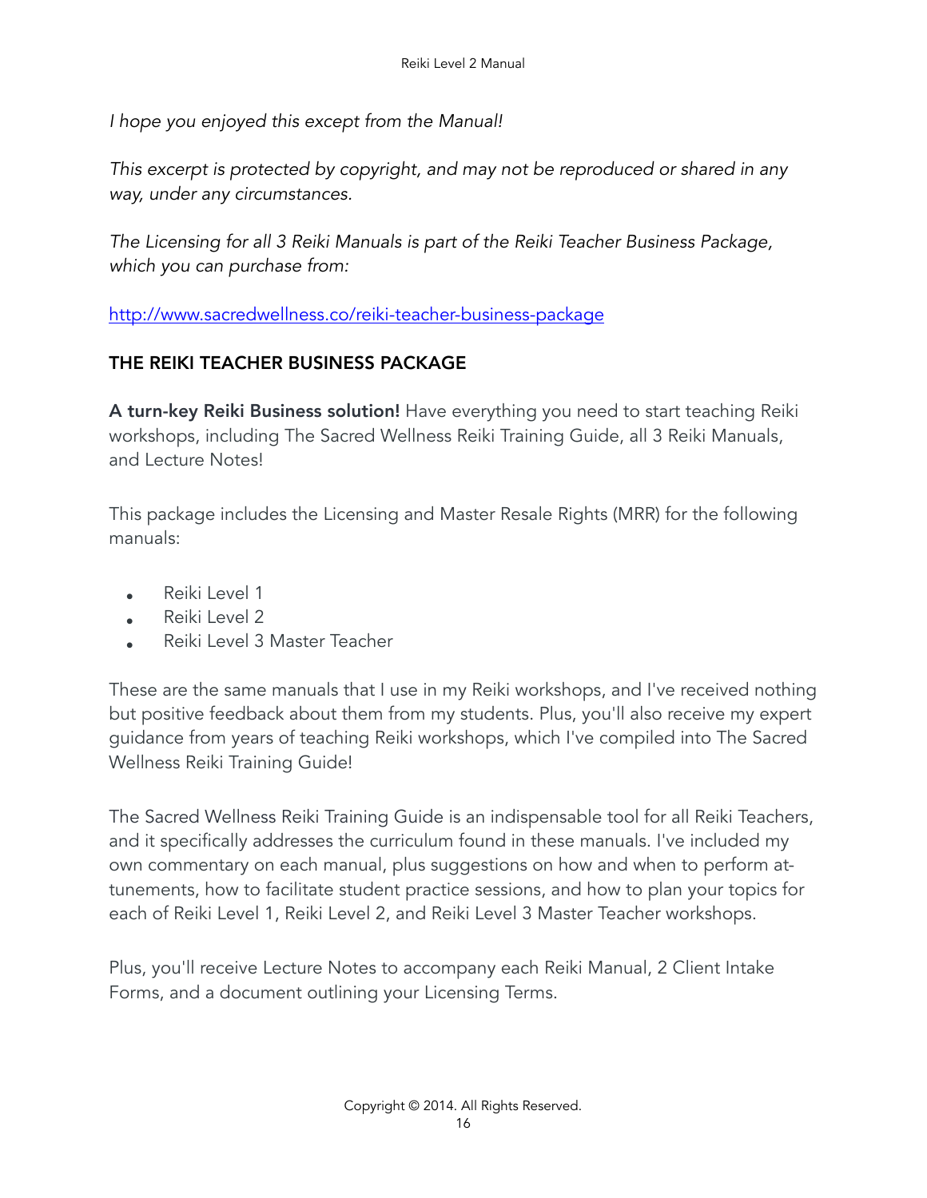*I hope you enjoyed this excep from the Manual!*

*This excerpt is protected by copyright, and may not be reproduced or shared in any way, under any circumstances.*

*The Licensing for all 3 Reiki Manuals is part of the Reiki Teacher Business Package, which you can purchase from:*

http://www.sacredwellness.co/reiki-teacher-business-package

## THE REIKI TEACHER BUSINESS PACKAGE

**A turn-key Reiki Business solution!** Have everything you need to start teaching Reiki workshops, including The Sacred Wellness Reiki Training Guide, all 3 Reiki Manuals, and Lecture Notes!

This package includes the Licensing and Master Resale Rights (MRR) for the following manuals:

- Reiki Level 1
- Reiki Level 2
- Reiki Level 3 Master Teacher

These are the same manuals that I use in my Reiki workshops, and I've received nothing but positive feedback about them from my students. Plus, you'll also receive my expert guidance from years of teaching Reiki workshops, which I've compiled into The Sacred Wellness Reiki Training Guide!

The Sacred Wellness Reiki Training Guide is an indispensable tool for all Reiki Teachers, and it specifically addresses the curriculum found in these manuals. I've included my own commentary on each manual, plus suggestions on how and when to perform attunements, how to facilitate student practice sessions, and how to plan your topics for each of Reiki Level 1, Reiki Level 2, and Reiki Level 3 Master Teacher workshops.

Plus, you'll receive Lecture Notes to accompany each Reiki Manual, 2 Client Intake Forms, and a document outlining your Licensing Terms.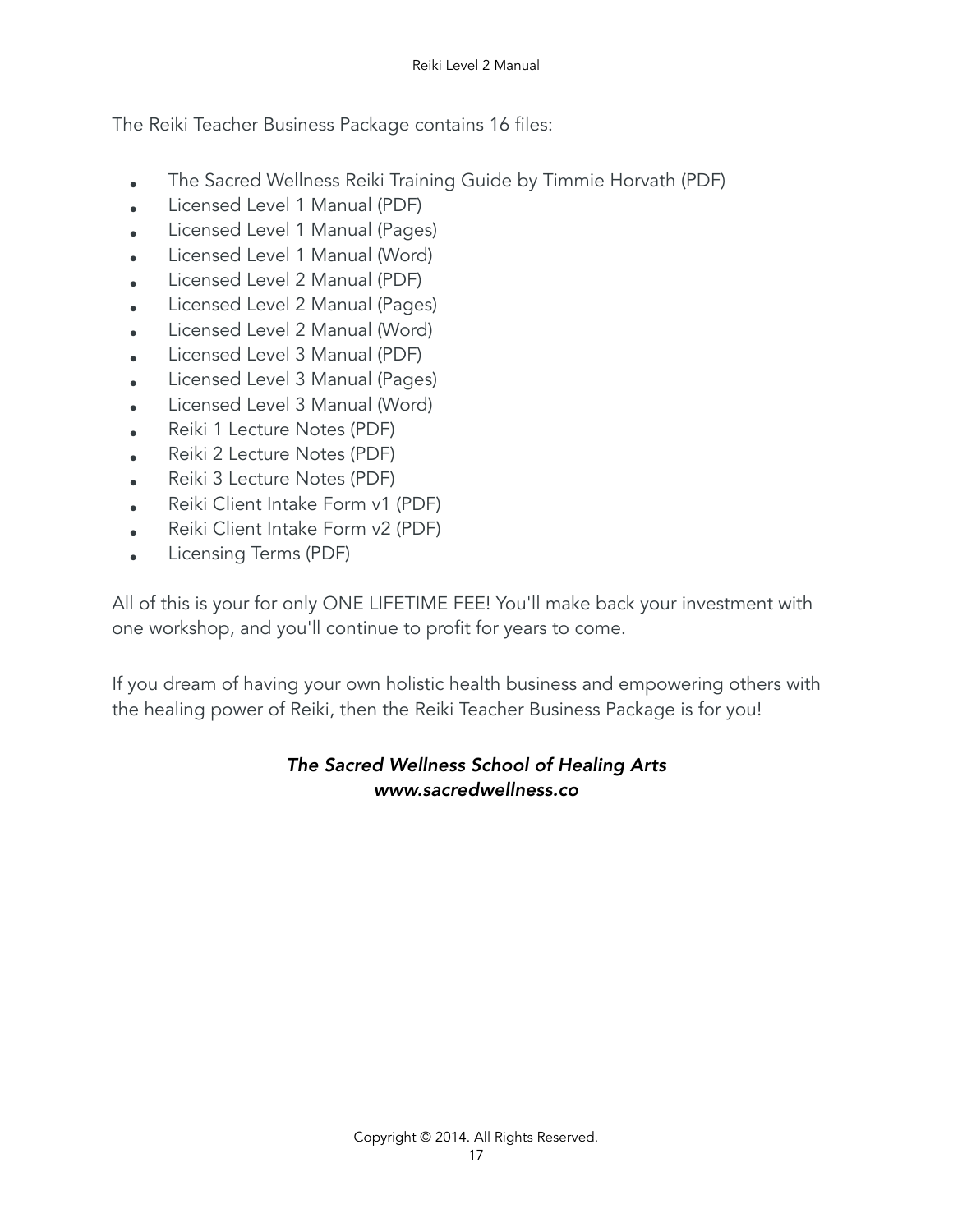The Reiki Teacher Business Package contains 16 files:

- The Sacred Wellness Reiki Training Guide by Timmie Horvath (PDF)
- Licensed Level 1 Manual (PDF)
- Licensed Level 1 Manual (Pages)
- Licensed Level 1 Manual (Word)
- Licensed Level 2 Manual (PDF)
- Licensed Level 2 Manual (Pages)
- Licensed Level 2 Manual (Word)
- Licensed Level 3 Manual (PDF)
- Licensed Level 3 Manual (Pages)
- Licensed Level 3 Manual (Word)
- Reiki 1 Lecture Notes (PDF)
- Reiki 2 Lecture Notes (PDF)
- Reiki 3 Lecture Notes (PDF)
- Reiki Client Intake Form v1 (PDF)
- Reiki Client Intake Form v2 (PDF)
- Licensing Terms (PDF)

All of this is your for only ONE LIFETIME FEE! You'll make back your investment with one workshop, and you'll continue to profit for years to come.

If you dream of having your own holistic health business and empowering others with the healing power of Reiki, then the Reiki Teacher Business Package is for you!

***The Sacred Wellness School of Healing Arts***
***www.sacredwellness.co***

Copyright © 2014. All Rights Reserved.